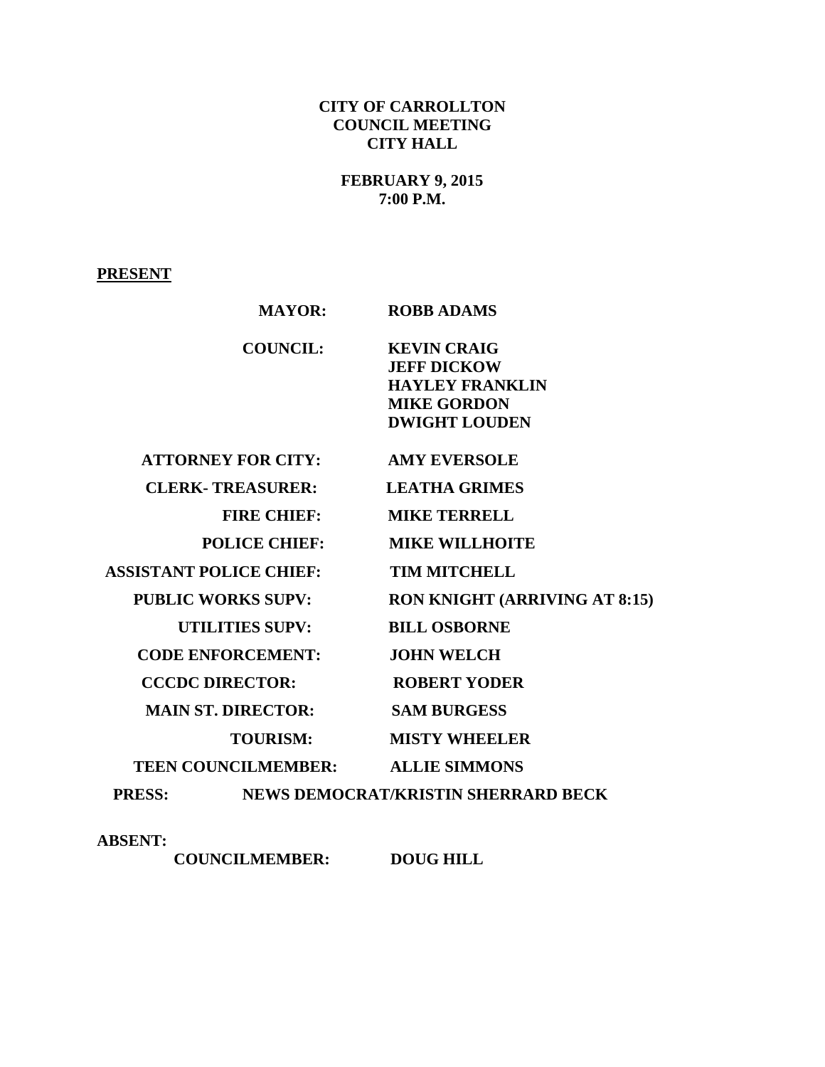**CITY OF CARROLLTON**
**COUNCIL MEETING**
**CITY HALL**

**FEBRUARY 9, 2015**
**7:00 P.M.**

**PRESENT**

| | |
|---|---|
| **MAYOR:** | **ROBB ADAMS** |
| **COUNCIL:** | **KEVIN CRAIG** |
| | **JEFF DICKOW** |
| | **HAYLEY FRANKLIN** |
| | **MIKE GORDON** |
| | **DWIGHT LOUDEN** |
| **ATTORNEY FOR CITY:** | **AMY EVERSOLE** |
| **CLERK- TREASURER:** | **LEATHA GRIMES** |
| **FIRE CHIEF:** | **MIKE TERRELL** |
| **POLICE CHIEF:** | **MIKE WILLHOITE** |
| **ASSISTANT POLICE CHIEF:** | **TIM MITCHELL** |
| **PUBLIC WORKS SUPV:** | **RON KNIGHT (ARRIVING AT 8:15)** |
| **UTILITIES SUPV:** | **BILL OSBORNE** |
| **CODE ENFORCEMENT:** | **JOHN WELCH** |
| **CCCDC DIRECTOR:** | **ROBERT YODER** |
| **MAIN ST. DIRECTOR:** | **SAM BURGESS** |
| **TOURISM:** | **MISTY WHEELER** |
| **TEEN COUNCILMEMBER:** | **ALLIE SIMMONS** |
| **PRESS:** | **NEWS DEMOCRAT/KRISTIN SHERRARD BECK** |

**ABSENT:**

| | |
|---|---|
| **COUNCILMEMBER:** | **DOUG HILL** |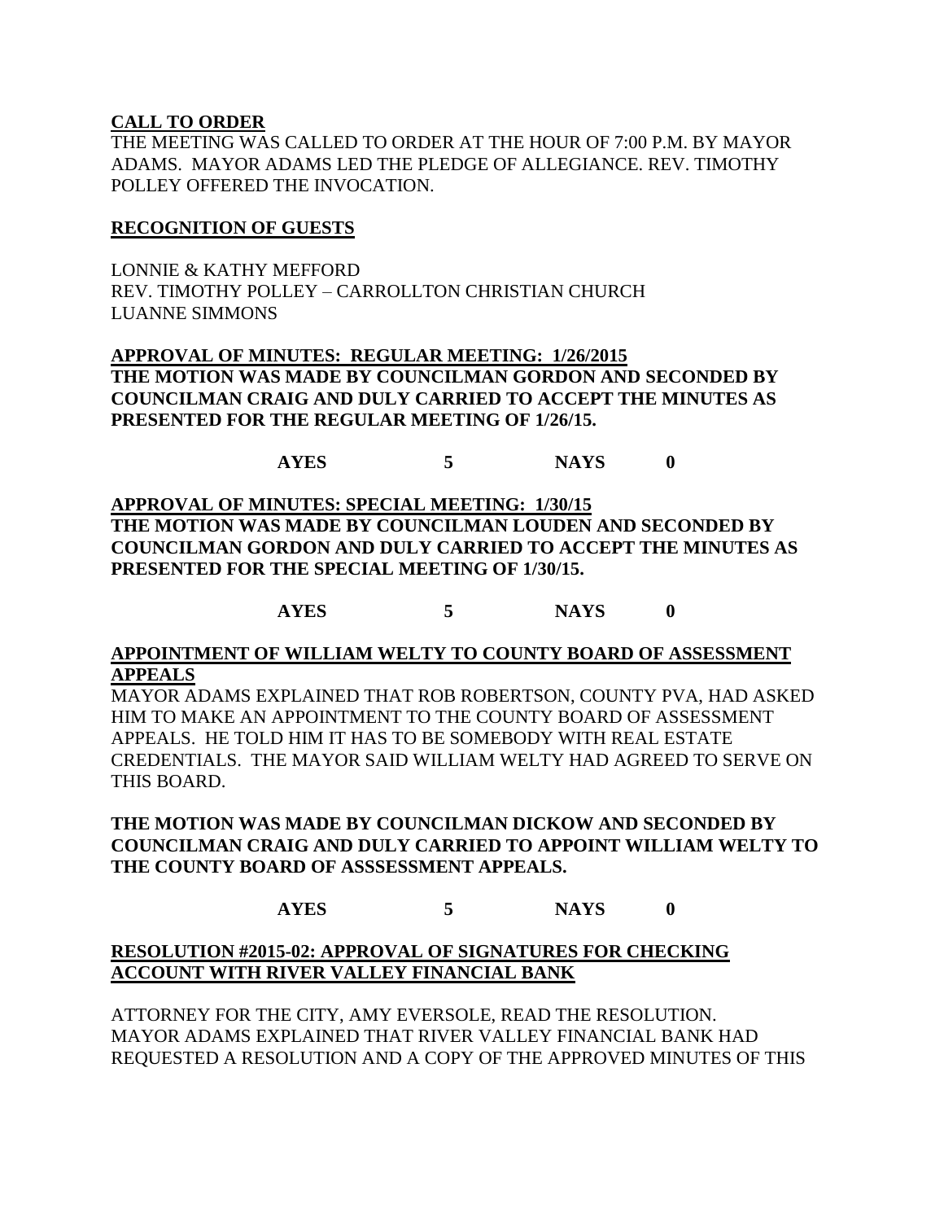## CALL TO ORDER

THE MEETING WAS CALLED TO ORDER AT THE HOUR OF 7:00 P.M. BY MAYOR ADAMS. MAYOR ADAMS LED THE PLEDGE OF ALLEGIANCE. REV. TIMOTHY POLLEY OFFERED THE INVOCATION.

## RECOGNITION OF GUESTS

LONNIE & KATHY MEFFORD
REV. TIMOTHY POLLEY – CARROLLTON CHRISTIAN CHURCH
LUANNE SIMMONS

## APPROVAL OF MINUTES: REGULAR MEETING: 1/26/2015

**THE MOTION WAS MADE BY COUNCILMAN GORDON AND SECONDED BY COUNCILMAN CRAIG AND DULY CARRIED TO ACCEPT THE MINUTES AS PRESENTED FOR THE REGULAR MEETING OF 1/26/15.**

**AYES 5 NAYS 0**

## APPROVAL OF MINUTES: SPECIAL MEETING: 1/30/15

**THE MOTION WAS MADE BY COUNCILMAN LOUDEN AND SECONDED BY COUNCILMAN GORDON AND DULY CARRIED TO ACCEPT THE MINUTES AS PRESENTED FOR THE SPECIAL MEETING OF 1/30/15.**

**AYES 5 NAYS 0**

## APPOINTMENT OF WILLIAM WELTY TO COUNTY BOARD OF ASSESSMENT APPEALS

MAYOR ADAMS EXPLAINED THAT ROB ROBERTSON, COUNTY PVA, HAD ASKED HIM TO MAKE AN APPOINTMENT TO THE COUNTY BOARD OF ASSESSMENT APPEALS. HE TOLD HIM IT HAS TO BE SOMEBODY WITH REAL ESTATE CREDENTIALS. THE MAYOR SAID WILLIAM WELTY HAD AGREED TO SERVE ON THIS BOARD.

**THE MOTION WAS MADE BY COUNCILMAN DICKOW AND SECONDED BY COUNCILMAN CRAIG AND DULY CARRIED TO APPOINT WILLIAM WELTY TO THE COUNTY BOARD OF ASSSESSMENT APPEALS.**

**AYES 5 NAYS 0**

## RESOLUTION #2015-02: APPROVAL OF SIGNATURES FOR CHECKING ACCOUNT WITH RIVER VALLEY FINANCIAL BANK

ATTORNEY FOR THE CITY, AMY EVERSOLE, READ THE RESOLUTION. MAYOR ADAMS EXPLAINED THAT RIVER VALLEY FINANCIAL BANK HAD REQUESTED A RESOLUTION AND A COPY OF THE APPROVED MINUTES OF THIS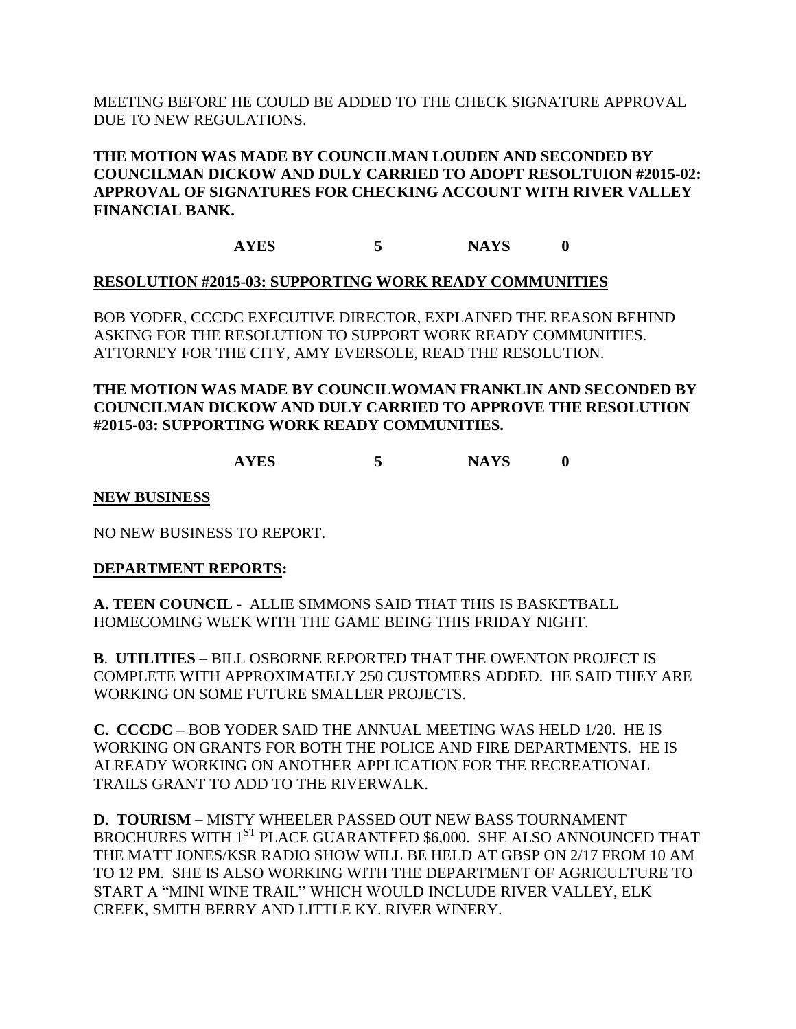MEETING BEFORE HE COULD BE ADDED TO THE CHECK SIGNATURE APPROVAL DUE TO NEW REGULATIONS.

**THE MOTION WAS MADE BY COUNCILMAN LOUDEN AND SECONDED BY COUNCILMAN DICKOW AND DULY CARRIED TO ADOPT RESOLTUION #2015-02: APPROVAL OF SIGNATURES FOR CHECKING ACCOUNT WITH RIVER VALLEY FINANCIAL BANK.**

**AYES 5 NAYS 0**

**RESOLUTION #2015-03: SUPPORTING WORK READY COMMUNITIES**

BOB YODER, CCCDC EXECUTIVE DIRECTOR, EXPLAINED THE REASON BEHIND ASKING FOR THE RESOLUTION TO SUPPORT WORK READY COMMUNITIES. ATTORNEY FOR THE CITY, AMY EVERSOLE, READ THE RESOLUTION.

**THE MOTION WAS MADE BY COUNCILWOMAN FRANKLIN AND SECONDED BY COUNCILMAN DICKOW AND DULY CARRIED TO APPROVE THE RESOLUTION #2015-03: SUPPORTING WORK READY COMMUNITIES.**

**AYES 5 NAYS 0**

**NEW BUSINESS**

NO NEW BUSINESS TO REPORT.

**DEPARTMENT REPORTS:**

**A. TEEN COUNCIL -** ALLIE SIMMONS SAID THAT THIS IS BASKETBALL HOMECOMING WEEK WITH THE GAME BEING THIS FRIDAY NIGHT.

**B. UTILITIES** – BILL OSBORNE REPORTED THAT THE OWENTON PROJECT IS COMPLETE WITH APPROXIMATELY 250 CUSTOMERS ADDED. HE SAID THEY ARE WORKING ON SOME FUTURE SMALLER PROJECTS.

**C. CCCDC –** BOB YODER SAID THE ANNUAL MEETING WAS HELD 1/20. HE IS WORKING ON GRANTS FOR BOTH THE POLICE AND FIRE DEPARTMENTS. HE IS ALREADY WORKING ON ANOTHER APPLICATION FOR THE RECREATIONAL TRAILS GRANT TO ADD TO THE RIVERWALK.

**D. TOURISM** – MISTY WHEELER PASSED OUT NEW BASS TOURNAMENT BROCHURES WITH 1ST PLACE GUARANTEED $6,000. SHE ALSO ANNOUNCED THAT THE MATT JONES/KSR RADIO SHOW WILL BE HELD AT GBSP ON 2/17 FROM 10 AM TO 12 PM. SHE IS ALSO WORKING WITH THE DEPARTMENT OF AGRICULTURE TO START A "MINI WINE TRAIL" WHICH WOULD INCLUDE RIVER VALLEY, ELK CREEK, SMITH BERRY AND LITTLE KY. RIVER WINERY.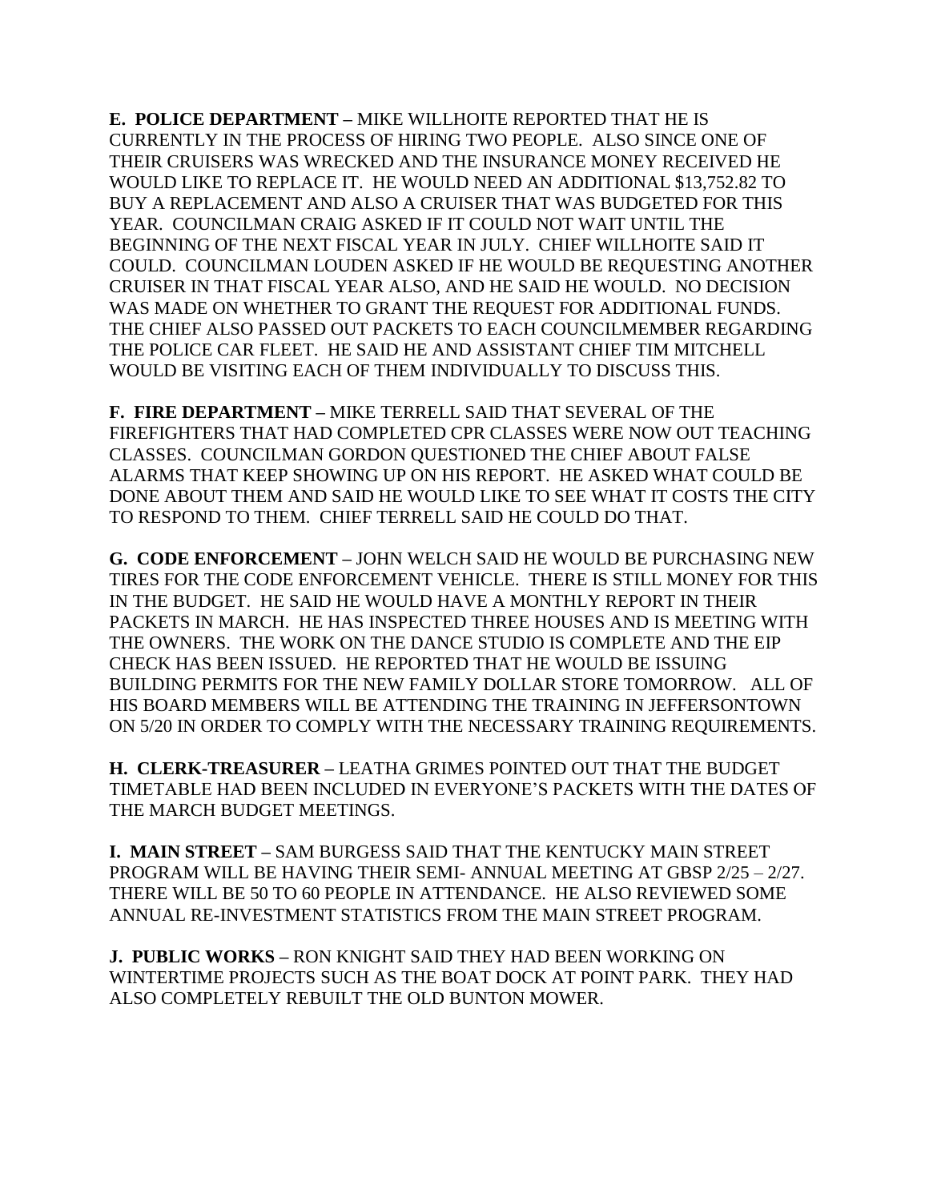**E. POLICE DEPARTMENT –** MIKE WILLHOITE REPORTED THAT HE IS CURRENTLY IN THE PROCESS OF HIRING TWO PEOPLE. ALSO SINCE ONE OF THEIR CRUISERS WAS WRECKED AND THE INSURANCE MONEY RECEIVED HE WOULD LIKE TO REPLACE IT. HE WOULD NEED AN ADDITIONAL $13,752.82 TO BUY A REPLACEMENT AND ALSO A CRUISER THAT WAS BUDGETED FOR THIS YEAR. COUNCILMAN CRAIG ASKED IF IT COULD NOT WAIT UNTIL THE BEGINNING OF THE NEXT FISCAL YEAR IN JULY. CHIEF WILLHOITE SAID IT COULD. COUNCILMAN LOUDEN ASKED IF HE WOULD BE REQUESTING ANOTHER CRUISER IN THAT FISCAL YEAR ALSO, AND HE SAID HE WOULD. NO DECISION WAS MADE ON WHETHER TO GRANT THE REQUEST FOR ADDITIONAL FUNDS. THE CHIEF ALSO PASSED OUT PACKETS TO EACH COUNCILMEMBER REGARDING THE POLICE CAR FLEET. HE SAID HE AND ASSISTANT CHIEF TIM MITCHELL WOULD BE VISITING EACH OF THEM INDIVIDUALLY TO DISCUSS THIS.

**F. FIRE DEPARTMENT –** MIKE TERRELL SAID THAT SEVERAL OF THE FIREFIGHTERS THAT HAD COMPLETED CPR CLASSES WERE NOW OUT TEACHING CLASSES. COUNCILMAN GORDON QUESTIONED THE CHIEF ABOUT FALSE ALARMS THAT KEEP SHOWING UP ON HIS REPORT. HE ASKED WHAT COULD BE DONE ABOUT THEM AND SAID HE WOULD LIKE TO SEE WHAT IT COSTS THE CITY TO RESPOND TO THEM. CHIEF TERRELL SAID HE COULD DO THAT.

**G. CODE ENFORCEMENT –** JOHN WELCH SAID HE WOULD BE PURCHASING NEW TIRES FOR THE CODE ENFORCEMENT VEHICLE. THERE IS STILL MONEY FOR THIS IN THE BUDGET. HE SAID HE WOULD HAVE A MONTHLY REPORT IN THEIR PACKETS IN MARCH. HE HAS INSPECTED THREE HOUSES AND IS MEETING WITH THE OWNERS. THE WORK ON THE DANCE STUDIO IS COMPLETE AND THE EIP CHECK HAS BEEN ISSUED. HE REPORTED THAT HE WOULD BE ISSUING BUILDING PERMITS FOR THE NEW FAMILY DOLLAR STORE TOMORROW. ALL OF HIS BOARD MEMBERS WILL BE ATTENDING THE TRAINING IN JEFFERSONTOWN ON 5/20 IN ORDER TO COMPLY WITH THE NECESSARY TRAINING REQUIREMENTS.

**H. CLERK-TREASURER –** LEATHA GRIMES POINTED OUT THAT THE BUDGET TIMETABLE HAD BEEN INCLUDED IN EVERYONE'S PACKETS WITH THE DATES OF THE MARCH BUDGET MEETINGS.

**I. MAIN STREET –** SAM BURGESS SAID THAT THE KENTUCKY MAIN STREET PROGRAM WILL BE HAVING THEIR SEMI- ANNUAL MEETING AT GBSP 2/25 – 2/27. THERE WILL BE 50 TO 60 PEOPLE IN ATTENDANCE. HE ALSO REVIEWED SOME ANNUAL RE-INVESTMENT STATISTICS FROM THE MAIN STREET PROGRAM.

**J. PUBLIC WORKS –** RON KNIGHT SAID THEY HAD BEEN WORKING ON WINTERTIME PROJECTS SUCH AS THE BOAT DOCK AT POINT PARK. THEY HAD ALSO COMPLETELY REBUILT THE OLD BUNTON MOWER.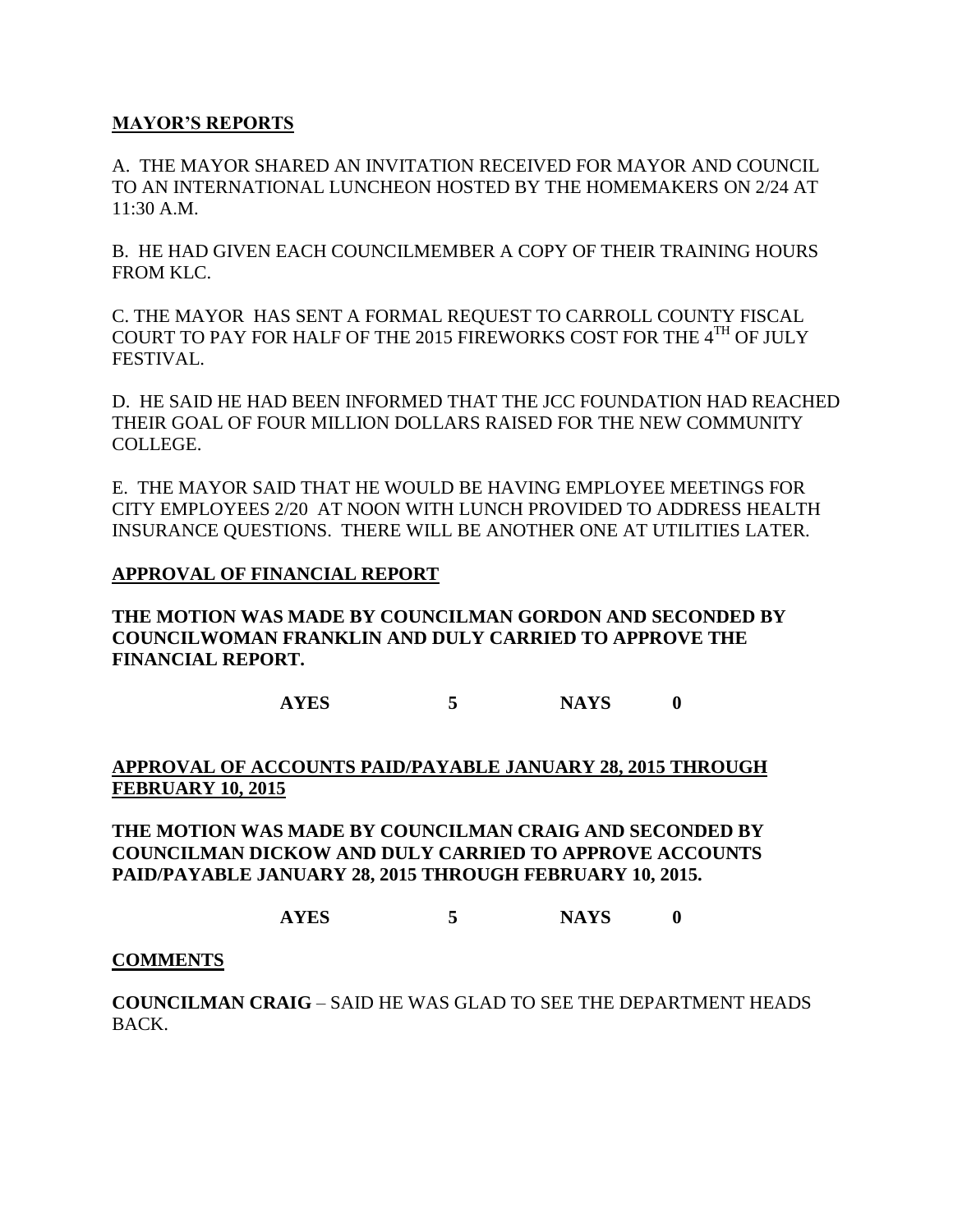**<u>MAYOR'S REPORTS</u>**

A. THE MAYOR SHARED AN INVITATION RECEIVED FOR MAYOR AND COUNCIL TO AN INTERNATIONAL LUNCHEON HOSTED BY THE HOMEMAKERS ON 2/24 AT 11:30 A.M.

B. HE HAD GIVEN EACH COUNCILMEMBER A COPY OF THEIR TRAINING HOURS FROM KLC.

C. THE MAYOR HAS SENT A FORMAL REQUEST TO CARROLL COUNTY FISCAL COURT TO PAY FOR HALF OF THE 2015 FIREWORKS COST FOR THE 4TH OF JULY FESTIVAL.

D. HE SAID HE HAD BEEN INFORMED THAT THE JCC FOUNDATION HAD REACHED THEIR GOAL OF FOUR MILLION DOLLARS RAISED FOR THE NEW COMMUNITY COLLEGE.

E. THE MAYOR SAID THAT HE WOULD BE HAVING EMPLOYEE MEETINGS FOR CITY EMPLOYEES 2/20 AT NOON WITH LUNCH PROVIDED TO ADDRESS HEALTH INSURANCE QUESTIONS. THERE WILL BE ANOTHER ONE AT UTILITIES LATER.

**<u>APPROVAL OF FINANCIAL REPORT</u>**

**THE MOTION WAS MADE BY COUNCILMAN GORDON AND SECONDED BY COUNCILWOMAN FRANKLIN AND DULY CARRIED TO APPROVE THE FINANCIAL REPORT.**

**AYES 5 NAYS 0**

**<u>APPROVAL OF ACCOUNTS PAID/PAYABLE JANUARY 28, 2015 THROUGH FEBRUARY 10, 2015</u>**

**THE MOTION WAS MADE BY COUNCILMAN CRAIG AND SECONDED BY COUNCILMAN DICKOW AND DULY CARRIED TO APPROVE ACCOUNTS PAID/PAYABLE JANUARY 28, 2015 THROUGH FEBRUARY 10, 2015.**

**AYES 5 NAYS 0**

**<u>COMMENTS</u>**

**COUNCILMAN CRAIG** – SAID HE WAS GLAD TO SEE THE DEPARTMENT HEADS BACK.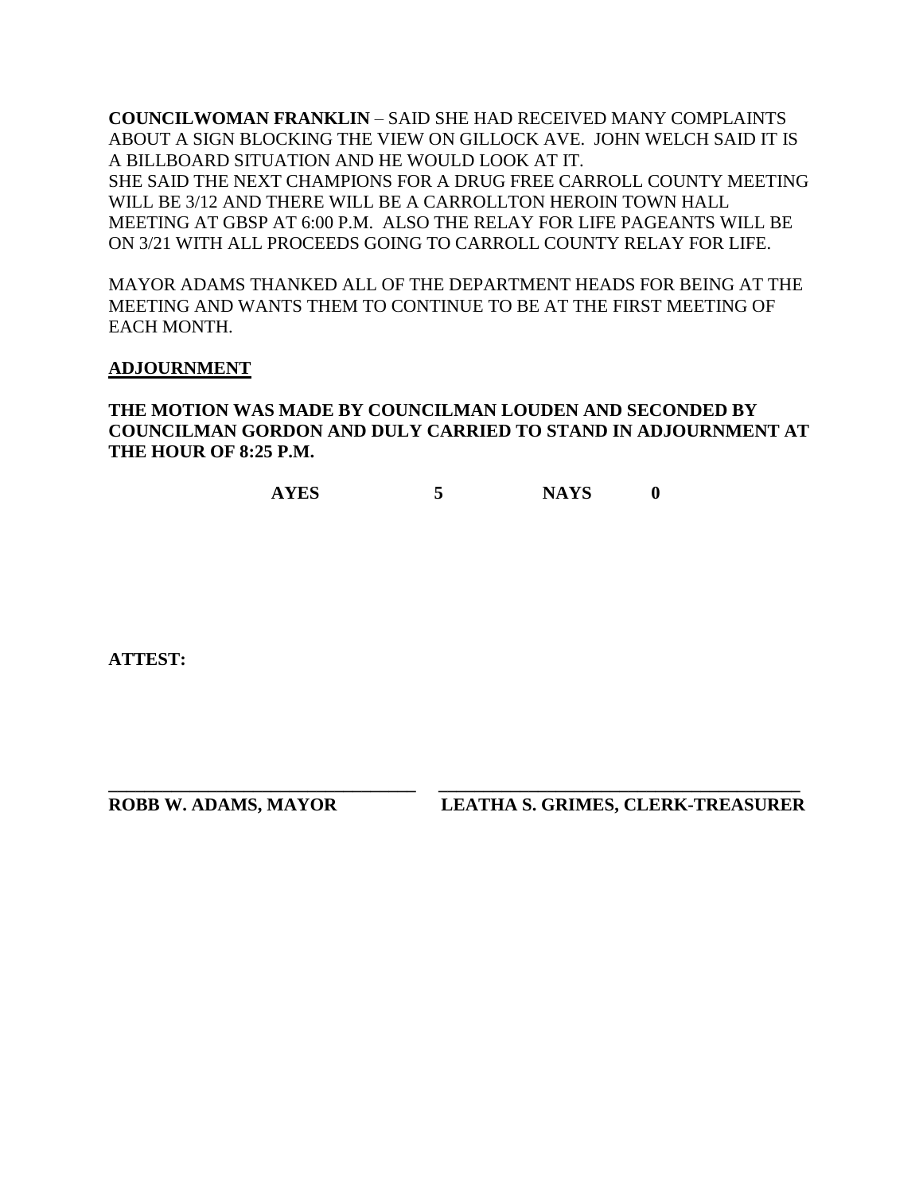**COUNCILWOMAN FRANKLIN** – SAID SHE HAD RECEIVED MANY COMPLAINTS ABOUT A SIGN BLOCKING THE VIEW ON GILLOCK AVE. JOHN WELCH SAID IT IS A BILLBOARD SITUATION AND HE WOULD LOOK AT IT.
SHE SAID THE NEXT CHAMPIONS FOR A DRUG FREE CARROLL COUNTY MEETING WILL BE 3/12 AND THERE WILL BE A CARROLLTON HEROIN TOWN HALL MEETING AT GBSP AT 6:00 P.M. ALSO THE RELAY FOR LIFE PAGEANTS WILL BE ON 3/21 WITH ALL PROCEEDS GOING TO CARROLL COUNTY RELAY FOR LIFE.

MAYOR ADAMS THANKED ALL OF THE DEPARTMENT HEADS FOR BEING AT THE MEETING AND WANTS THEM TO CONTINUE TO BE AT THE FIRST MEETING OF EACH MONTH.

**ADJOURNMENT**

**THE MOTION WAS MADE BY COUNCILMAN LOUDEN AND SECONDED BY COUNCILMAN GORDON AND DULY CARRIED TO STAND IN ADJOURNMENT AT THE HOUR OF 8:25 P.M.**

**AYES 5 NAYS 0**

**ATTEST:**

**ROBB W. ADAMS, MAYOR**

**LEATHA S. GRIMES, CLERK-TREASURER**